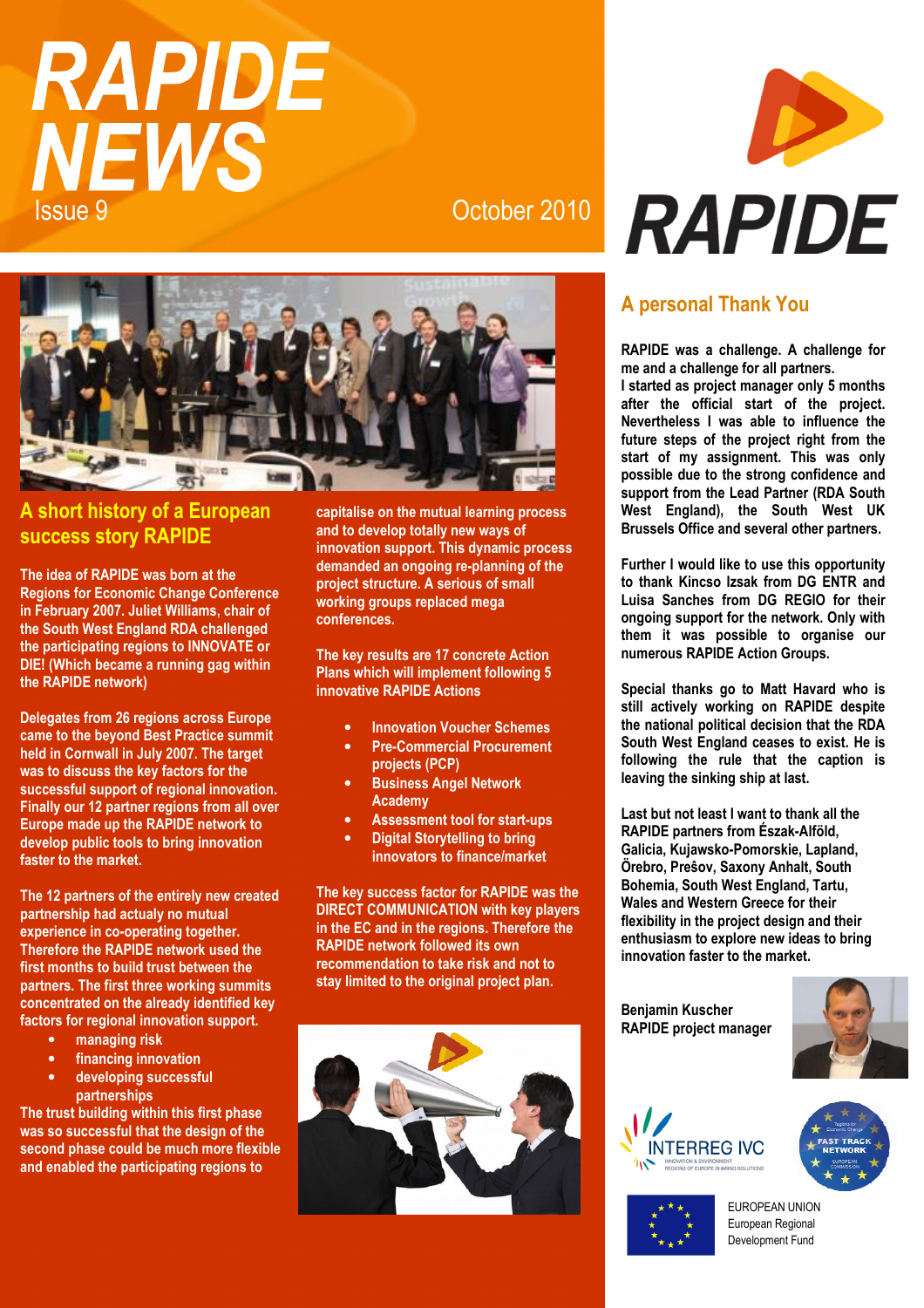# RAPIDE NEWS

Issue 9

October 2010

## A short history of a European success story RAPIDE

The idea of RAPIDE was born at the Regions for Economic Change Conference in February 2007. Juliet Williams, chair of the South West England RDA challenged the participating regions to INNOVATE or DIE! (Which became a running gag within the RAPIDE network)

Delegates from 26 regions across Europe came to the beyond Best Practice summit held in Cornwall in July 2007. The target was to discuss the key factors for the successful support of regional innovation. Finally our 12 partner regions from all over Europe made up the RAPIDE network to develop public tools to bring innovation faster to the market.

The 12 partners of the entirely new created partnership had actualy no mutual experience in co-operating together. Therefore the RAPIDE network used the first months to build trust between the partners. The first three working summits concentrated on the already identified key factors for regional innovation support.

- managing risk
- financing innovation
- developing successful partnerships

The trust building within this first phase was so successful that the design of the second phase could be much more flexible and enabled the participating regions to capitalise on the mutual learning process and to develop totally new ways of innovation support. This dynamic process demanded an ongoing re-planning of the project structure. A serious of small working groups replaced mega conferences.

The key results are 17 concrete Action Plans which will implement following 5 innovative RAPIDE Actions

- Innovation Voucher Schemes
- Pre-Commercial Procurement projects (PCP)
- Business Angel Network Academy
- Assessment tool for start-ups
- Digital Storytelling to bring innovators to finance/market

The key success factor for RAPIDE was the DIRECT COMMUNICATION with key players in the EC and in the regions. Therefore the RAPIDE network followed its own recommendation to take risk and not to stay limited to the original project plan.

## A personal Thank You

RAPIDE was a challenge. A challenge for me and a challenge for all partners.
I started as project manager only 5 months after the official start of the project. Nevertheless I was able to influence the future steps of the project right from the start of my assignment. This was only possible due to the strong confidence and support from the Lead Partner (RDA South West England), the South West UK Brussels Office and several other partners.

Further I would like to use this opportunity to thank Kincso Izsak from DG ENTR and Luisa Sanches from DG REGIO for their ongoing support for the network. Only with them it was possible to organise our numerous RAPIDE Action Groups.

Special thanks go to Matt Havard who is still actively working on RAPIDE despite the national political decision that the RDA South West England ceases to exist. He is following the rule that the caption is leaving the sinking ship at last.

Last but not least I want to thank all the RAPIDE partners from Észak-Alföld, Galicia, Kujawsko-Pomorskie, Lapland, Örebro, Prešov, Saxony Anhalt, South Bohemia, South West England, Tartu, Wales and Western Greece for their flexibility in the project design and their enthusiasm to explore new ideas to bring innovation faster to the market.

Benjamin Kuscher
RAPIDE project manager

INTERREG IVC

FAST TRACK NETWORK

EUROPEAN UNION
European Regional
Development Fund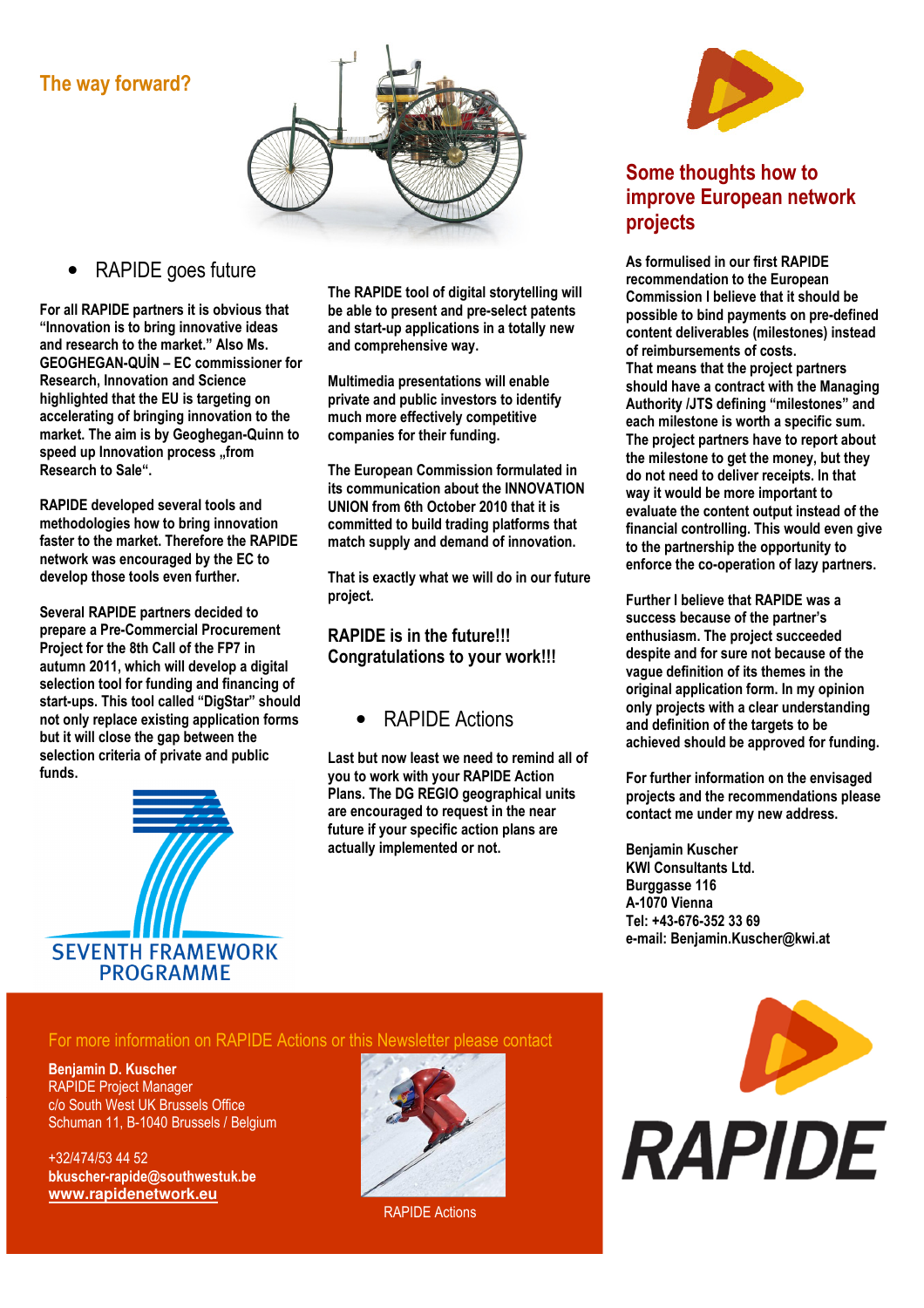## The way forward?

- RAPIDE goes future

**For all RAPIDE partners it is obvious that "Innovation is to bring innovative ideas and research to the market." Also Ms. GEOGHEGAN-QUİN – EC commissioner for Research, Innovation and Science highlighted that the EU is targeting on accelerating of bringing innovation to the market. The aim is by Geoghegan-Quinn to speed up Innovation process „from Research to Sale".**

**RAPIDE developed several tools and methodologies how to bring innovation faster to the market. Therefore the RAPIDE network was encouraged by the EC to develop those tools even further.**

**Several RAPIDE partners decided to prepare a Pre-Commercial Procurement Project for the 8th Call of the FP7 in autumn 2011, which will develop a digital selection tool for funding and financing of start-ups. This tool called "DigStar" should not only replace existing application forms but it will close the gap between the selection criteria of private and public funds.**

SEVENTH FRAMEWORK PROGRAMME

**The RAPIDE tool of digital storytelling will be able to present and pre-select patents and start-up applications in a totally new and comprehensive way.**

**Multimedia presentations will enable private and public investors to identify much more effectively competitive companies for their funding.**

**The European Commission formulated in its communication about the INNOVATION UNION from 6th October 2010 that it is committed to build trading platforms that match supply and demand of innovation.**

**That is exactly what we will do in our future project.**

**RAPIDE is in the future!!!**
**Congratulations to your work!!!**

- RAPIDE Actions

**Last but now least we need to remind all of you to work with your RAPIDE Action Plans. The DG REGIO geographical units are encouraged to request in the near future if your specific action plans are actually implemented or not.**

## Some thoughts how to improve European network projects

**As formulised in our first RAPIDE recommendation to the European Commission I believe that it should be possible to bind payments on pre-defined content deliverables (milestones) instead of reimbursements of costs.**
**That means that the project partners should have a contract with the Managing Authority /JTS defining "milestones" and each milestone is worth a specific sum. The project partners have to report about the milestone to get the money, but they do not need to deliver receipts. In that way it would be more important to evaluate the content output instead of the financial controlling. This would even give to the partnership the opportunity to enforce the co-operation of lazy partners.**

**Further I believe that RAPIDE was a success because of the partner's enthusiasm. The project succeeded despite and for sure not because of the vague definition of its themes in the original application form. In my opinion only projects with a clear understanding and definition of the targets to be achieved should be approved for funding.**

**For further information on the envisaged projects and the recommendations please contact me under my new address.**

**Benjamin Kuscher**
**KWI Consultants Ltd.**
**Burggasse 116**
**A-1070 Vienna**
**Tel: +43-676-352 33 69**
**e-mail: Benjamin.Kuscher@kwi.at**

For more information on RAPIDE Actions or this Newsletter please contact

**Benjamin D. Kuscher**
RAPIDE Project Manager
c/o South West UK Brussels Office
Schuman 11, B-1040 Brussels / Belgium

+32/474/53 44 52
**bkuscher-rapide@southwestuk.be**
**www.rapidenetwork.eu**

RAPIDE Actions

RAPIDE